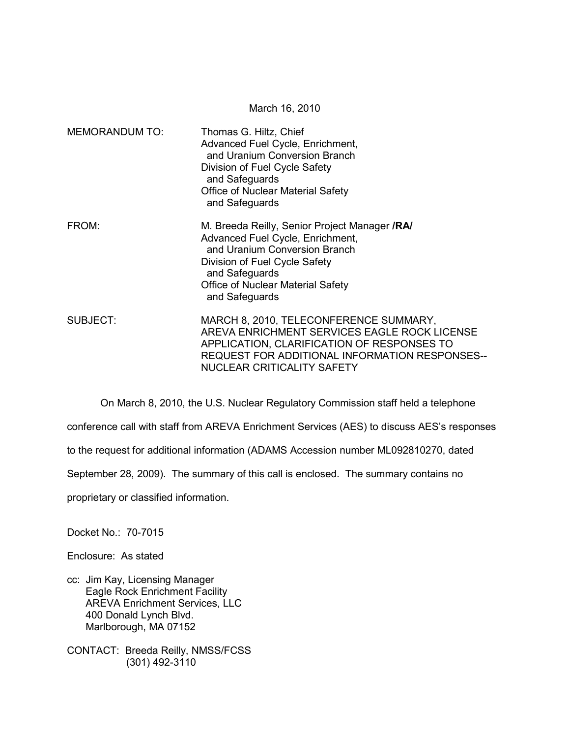March 16, 2010

MEMORANDUM TO: Thomas G. Hiltz, Chief
Advanced Fuel Cycle, Enrichment,
and Uranium Conversion Branch
Division of Fuel Cycle Safety
and Safeguards
Office of Nuclear Material Safety
and Safeguards

FROM: M. Breeda Reilly, Senior Project Manager **/RA/**
Advanced Fuel Cycle, Enrichment,
and Uranium Conversion Branch
Division of Fuel Cycle Safety
and Safeguards
Office of Nuclear Material Safety
and Safeguards

SUBJECT: MARCH 8, 2010, TELECONFERENCE SUMMARY, AREVA ENRICHMENT SERVICES EAGLE ROCK LICENSE APPLICATION, CLARIFICATION OF RESPONSES TO REQUEST FOR ADDITIONAL INFORMATION RESPONSES-- NUCLEAR CRITICALITY SAFETY

On March 8, 2010, the U.S. Nuclear Regulatory Commission staff held a telephone conference call with staff from AREVA Enrichment Services (AES) to discuss AES's responses to the request for additional information (ADAMS Accession number ML092810270, dated September 28, 2009). The summary of this call is enclosed. The summary contains no proprietary or classified information.

Docket No.: 70-7015

Enclosure: As stated

cc: Jim Kay, Licensing Manager
Eagle Rock Enrichment Facility
AREVA Enrichment Services, LLC
400 Donald Lynch Blvd.
Marlborough, MA 07152

CONTACT: Breeda Reilly, NMSS/FCSS
(301) 492-3110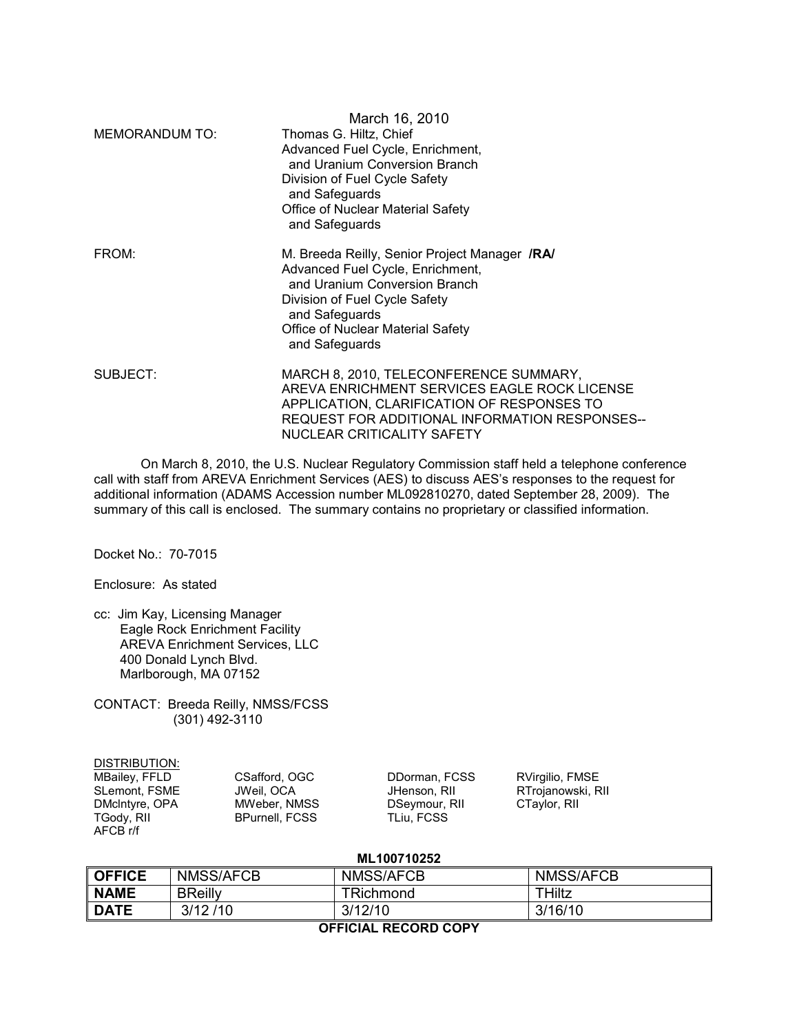March 16, 2010

MEMORANDUM TO: Thomas G. Hiltz, Chief
Advanced Fuel Cycle, Enrichment, and Uranium Conversion Branch
Division of Fuel Cycle Safety and Safeguards
Office of Nuclear Material Safety and Safeguards

FROM: M. Breeda Reilly, Senior Project Manager **/RA/**
Advanced Fuel Cycle, Enrichment, and Uranium Conversion Branch
Division of Fuel Cycle Safety and Safeguards
Office of Nuclear Material Safety and Safeguards

SUBJECT: MARCH 8, 2010, TELECONFERENCE SUMMARY, AREVA ENRICHMENT SERVICES EAGLE ROCK LICENSE APPLICATION, CLARIFICATION OF RESPONSES TO REQUEST FOR ADDITIONAL INFORMATION RESPONSES-- NUCLEAR CRITICALITY SAFETY

On March 8, 2010, the U.S. Nuclear Regulatory Commission staff held a telephone conference call with staff from AREVA Enrichment Services (AES) to discuss AES's responses to the request for additional information (ADAMS Accession number ML092810270, dated September 28, 2009). The summary of this call is enclosed. The summary contains no proprietary or classified information.

Docket No.: 70-7015

Enclosure: As stated

cc: Jim Kay, Licensing Manager
Eagle Rock Enrichment Facility
AREVA Enrichment Services, LLC
400 Donald Lynch Blvd.
Marlborough, MA 07152

CONTACT: Breeda Reilly, NMSS/FCSS
(301) 492-3110

DISTRIBUTION:

| | | | |
|---|---|---|---|
| MBailey, FFLD | CSafford, OGC | DDorman, FCSS | RVirgilio, FMSE |
| SLemont, FSME | JWeil, OCA | JHenson, RII | RTrojanowski, RII |
| DMcIntyre, OPA | MWeber, NMSS | DSeymour, RII | CTaylor, RII |
| TGody, RII | BPurnell, FCSS | TLiu, FCSS | |
| AFCB r/f | | | |

**ML100710252**

| **OFFICE** | NMSS/AFCB | NMSS/AFCB | NMSS/AFCB |
|---|---|---|---|
| **NAME** | BReilly | TRichmond | THiltz |
| **DATE** | 3/12 /10 | 3/12/10 | 3/16/10 |

**OFFICIAL RECORD COPY**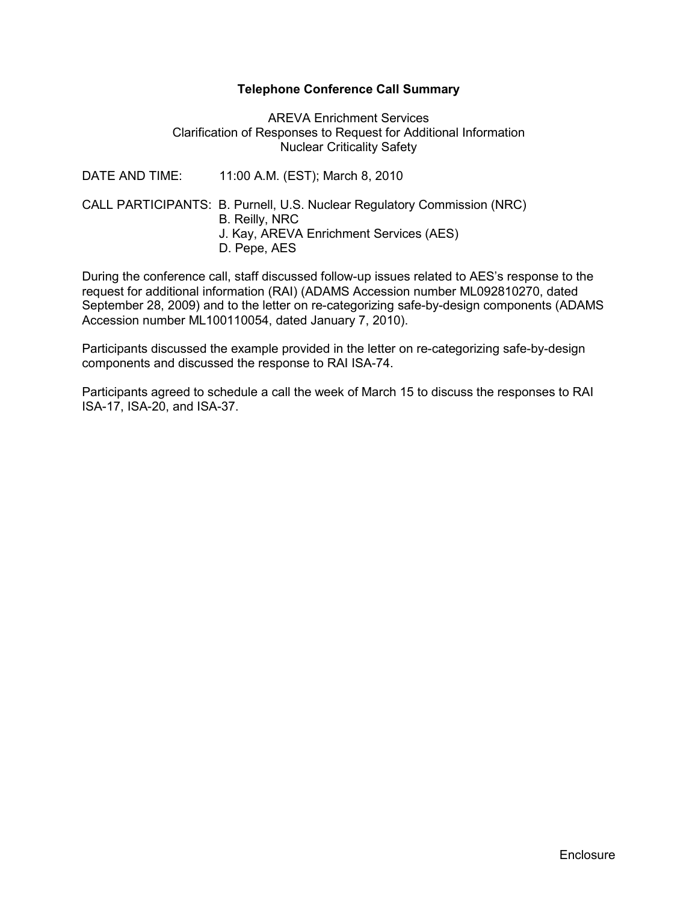**Telephone Conference Call Summary**

AREVA Enrichment Services
Clarification of Responses to Request for Additional Information
Nuclear Criticality Safety

DATE AND TIME: 11:00 A.M. (EST); March 8, 2010

CALL PARTICIPANTS: B. Purnell, U.S. Nuclear Regulatory Commission (NRC)
B. Reilly, NRC
J. Kay, AREVA Enrichment Services (AES)
D. Pepe, AES

During the conference call, staff discussed follow-up issues related to AES's response to the request for additional information (RAI) (ADAMS Accession number ML092810270, dated September 28, 2009) and to the letter on re-categorizing safe-by-design components (ADAMS Accession number ML100110054, dated January 7, 2010).

Participants discussed the example provided in the letter on re-categorizing safe-by-design components and discussed the response to RAI ISA-74.

Participants agreed to schedule a call the week of March 15 to discuss the responses to RAI ISA-17, ISA-20, and ISA-37.

Enclosure